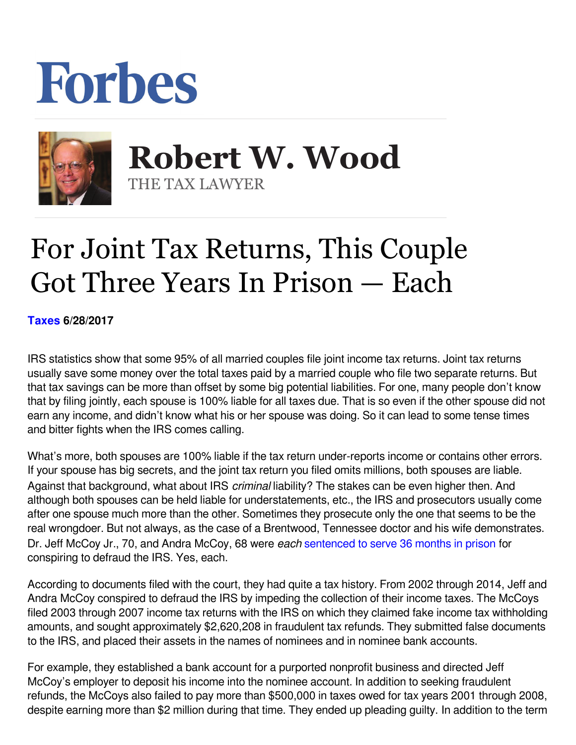# Forbes

## Robert W. Wood

THE TAX LAWYER

# For Joint Tax Returns, This Couple Got Three Years In Prison — Each

**Taxes 6/28/2017**

IRS statistics show that some 95% of all married couples file joint income tax returns. Joint tax returns usually save some money over the total taxes paid by a married couple who file two separate returns. But that tax savings can be more than offset by some big potential liabilities. For one, many people don't know that by filing jointly, each spouse is 100% liable for all taxes due. That is so even if the other spouse did not earn any income, and didn't know what his or her spouse was doing. So it can lead to some tense times and bitter fights when the IRS comes calling.

What's more, both spouses are 100% liable if the tax return under-reports income or contains other errors. If your spouse has big secrets, and the joint tax return you filed omits millions, both spouses are liable. Against that background, what about IRS *criminal* liability? The stakes can be even higher then. And although both spouses can be held liable for understatements, etc., the IRS and prosecutors usually come after one spouse much more than the other. Sometimes they prosecute only the one that seems to be the real wrongdoer. But not always, as the case of a Brentwood, Tennessee doctor and his wife demonstrates. Dr. Jeff McCoy Jr., 70, and Andra McCoy, 68 were *each* sentenced to serve 36 months in prison for conspiring to defraud the IRS. Yes, each.

According to documents filed with the court, they had quite a tax history. From 2002 through 2014, Jeff and Andra McCoy conspired to defraud the IRS by impeding the collection of their income taxes. The McCoys filed 2003 through 2007 income tax returns with the IRS on which they claimed fake income tax withholding amounts, and sought approximately $2,620,208 in fraudulent tax refunds. They submitted false documents to the IRS, and placed their assets in the names of nominees and in nominee bank accounts.

For example, they established a bank account for a purported nonprofit business and directed Jeff McCoy's employer to deposit his income into the nominee account. In addition to seeking fraudulent refunds, the McCoys also failed to pay more than $500,000 in taxes owed for tax years 2001 through 2008, despite earning more than $2 million during that time. They ended up pleading guilty. In addition to the term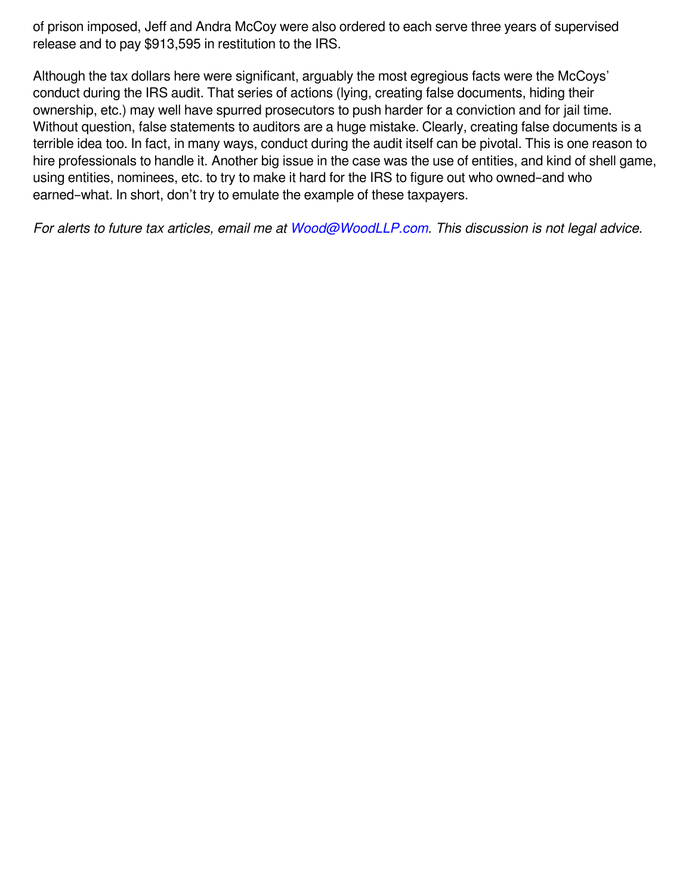of prison imposed, Jeff and Andra McCoy were also ordered to each serve three years of supervised release and to pay $913,595 in restitution to the IRS.

Although the tax dollars here were significant, arguably the most egregious facts were the McCoys' conduct during the IRS audit. That series of actions (lying, creating false documents, hiding their ownership, etc.) may well have spurred prosecutors to push harder for a conviction and for jail time. Without question, false statements to auditors are a huge mistake. Clearly, creating false documents is a terrible idea too. In fact, in many ways, conduct during the audit itself can be pivotal. This is one reason to hire professionals to handle it. Another big issue in the case was the use of entities, and kind of shell game, using entities, nominees, etc. to try to make it hard for the IRS to figure out who owned–and who earned–what. In short, don't try to emulate the example of these taxpayers.

*For alerts to future tax articles, email me at Wood@WoodLLP.com. This discussion is not legal advice.*